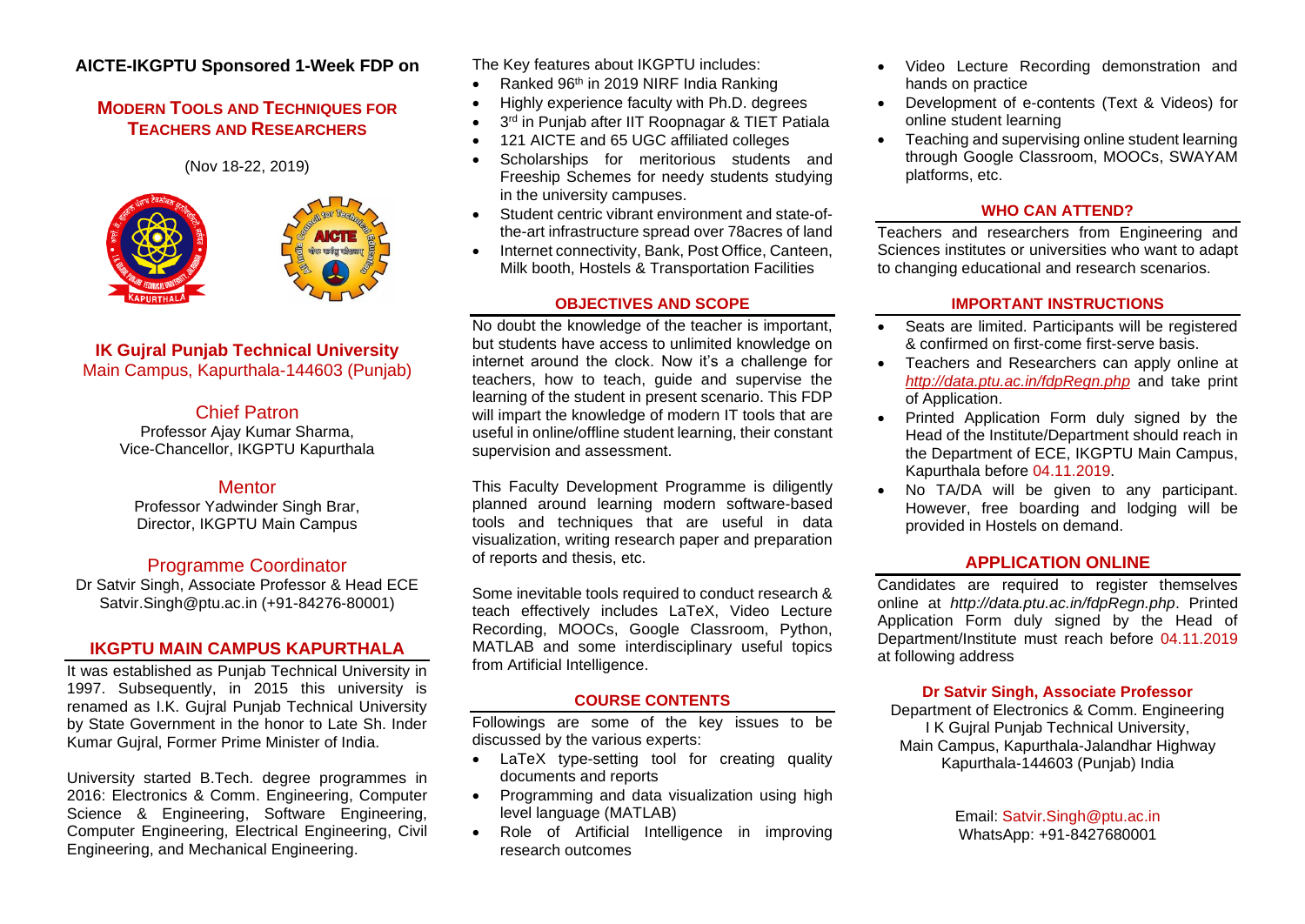## AICTE-IKGPTU Sponsored 1-Week FDP on

### MODERN TOOLS AND TECHNIQUES FOR TEACHERS AND RESEARCHERS

(Nov 18-22, 2019)

### IK Gujral Punjab Technical University

Main Campus, Kapurthala-144603 (Punjab)

### Chief Patron

Professor Ajay Kumar Sharma,
Vice-Chancellor, IKGPTU Kapurthala

### Mentor

Professor Yadwinder Singh Brar,
Director, IKGPTU Main Campus

### Programme Coordinator

Dr Satvir Singh, Associate Professor & Head ECE
Satvir.Singh@ptu.ac.in (+91-84276-80001)

### IKGPTU MAIN CAMPUS KAPURTHALA

It was established as Punjab Technical University in 1997. Subsequently, in 2015 this university is renamed as I.K. Gujral Punjab Technical University by State Government in the honor to Late Sh. Inder Kumar Gujral, Former Prime Minister of India.

University started B.Tech. degree programmes in 2016: Electronics & Comm. Engineering, Computer Science & Engineering, Software Engineering, Computer Engineering, Electrical Engineering, Civil Engineering, and Mechanical Engineering.

The Key features about IKGPTU includes:

- Ranked 96th in 2019 NIRF India Ranking
- Highly experience faculty with Ph.D. degrees
- 3rd in Punjab after IIT Roopnagar & TIET Patiala
- 121 AICTE and 65 UGC affiliated colleges
- Scholarships for meritorious students and Freeship Schemes for needy students studying in the university campuses.
- Student centric vibrant environment and state-of-the-art infrastructure spread over 78acres of land
- Internet connectivity, Bank, Post Office, Canteen, Milk booth, Hostels & Transportation Facilities

### OBJECTIVES AND SCOPE

No doubt the knowledge of the teacher is important, but students have access to unlimited knowledge on internet around the clock. Now it's a challenge for teachers, how to teach, guide and supervise the learning of the student in present scenario. This FDP will impart the knowledge of modern IT tools that are useful in online/offline student learning, their constant supervision and assessment.

This Faculty Development Programme is diligently planned around learning modern software-based tools and techniques that are useful in data visualization, writing research paper and preparation of reports and thesis, etc.

Some inevitable tools required to conduct research & teach effectively includes LaTeX, Video Lecture Recording, MOOCs, Google Classroom, Python, MATLAB and some interdisciplinary useful topics from Artificial Intelligence.

### COURSE CONTENTS

Followings are some of the key issues to be discussed by the various experts:

- LaTeX type-setting tool for creating quality documents and reports
- Programming and data visualization using high level language (MATLAB)
- Role of Artificial Intelligence in improving research outcomes
- Video Lecture Recording demonstration and hands on practice
- Development of e-contents (Text & Videos) for online student learning
- Teaching and supervising online student learning through Google Classroom, MOOCs, SWAYAM platforms, etc.

### WHO CAN ATTEND?

Teachers and researchers from Engineering and Sciences institutes or universities who want to adapt to changing educational and research scenarios.

### IMPORTANT INSTRUCTIONS

- Seats are limited. Participants will be registered & confirmed on first-come first-serve basis.
- Teachers and Researchers can apply online at *http://data.ptu.ac.in/fdpRegn.php* and take print of Application.
- Printed Application Form duly signed by the Head of the Institute/Department should reach in the Department of ECE, IKGPTU Main Campus, Kapurthala before 04.11.2019.
- No TA/DA will be given to any participant. However, free boarding and lodging will be provided in Hostels on demand.

### APPLICATION ONLINE

Candidates are required to register themselves online at *http://data.ptu.ac.in/fdpRegn.php*. Printed Application Form duly signed by the Head of Department/Institute must reach before 04.11.2019 at following address

**Dr Satvir Singh, Associate Professor**
Department of Electronics & Comm. Engineering
I K Gujral Punjab Technical University,
Main Campus, Kapurthala-Jalandhar Highway
Kapurthala-144603 (Punjab) India

Email: Satvir.Singh@ptu.ac.in
WhatsApp: +91-8427680001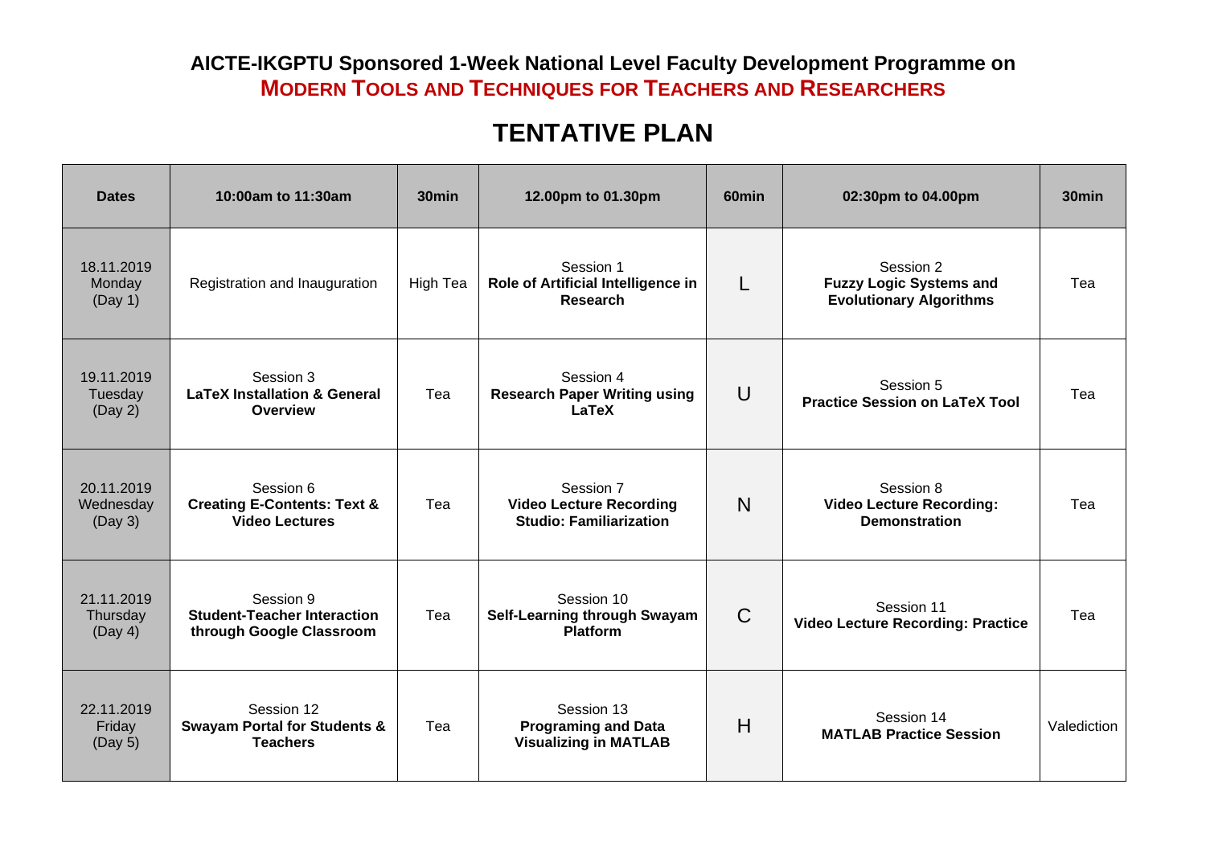**AICTE-IKGPTU Sponsored 1-Week National Level Faculty Development Programme on**
**MODERN TOOLS AND TECHNIQUES FOR TEACHERS AND RESEARCHERS**

# TENTATIVE PLAN

| Dates | 10:00am to 11:30am | 30min | 12.00pm to 01.30pm | 60min | 02:30pm to 04.00pm | 30min |
|---|---|---|---|---|---|---|
| 18.11.2019 Monday (Day 1) | Registration and Inauguration | High Tea | Session 1 **Role of Artificial Intelligence in Research** | L | Session 2 **Fuzzy Logic Systems and Evolutionary Algorithms** | Tea |
| 19.11.2019 Tuesday (Day 2) | Session 3 **LaTeX Installation & General Overview** | Tea | Session 4 **Research Paper Writing using LaTeX** | U | Session 5 **Practice Session on LaTeX Tool** | Tea |
| 20.11.2019 Wednesday (Day 3) | Session 6 **Creating E-Contents: Text & Video Lectures** | Tea | Session 7 **Video Lecture Recording Studio: Familiarization** | N | Session 8 **Video Lecture Recording: Demonstration** | Tea |
| 21.11.2019 Thursday (Day 4) | Session 9 **Student-Teacher Interaction through Google Classroom** | Tea | Session 10 **Self-Learning through Swayam Platform** | C | Session 11 **Video Lecture Recording: Practice** | Tea |
| 22.11.2019 Friday (Day 5) | Session 12 **Swayam Portal for Students & Teachers** | Tea | Session 13 **Programing and Data Visualizing in MATLAB** | H | Session 14 **MATLAB Practice Session** | Valediction |